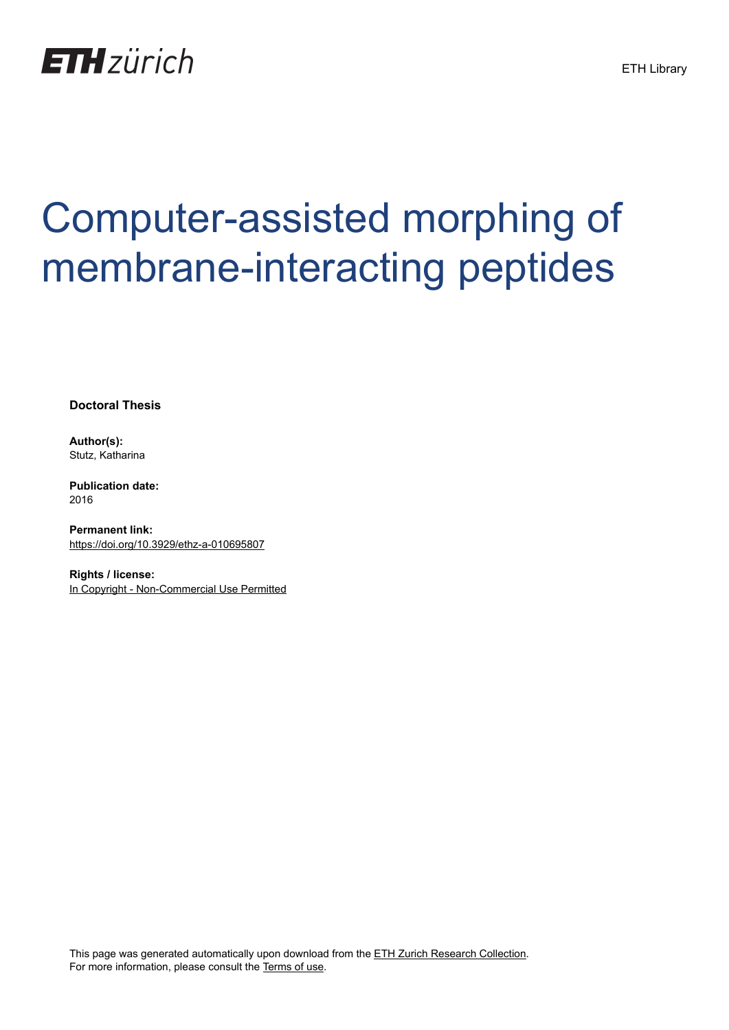ETH zürich

ETH Library

# Computer-assisted morphing of membrane-interacting peptides

**Doctoral Thesis**

**Author(s):**
Stutz, Katharina

**Publication date:**
2016

**Permanent link:**
https://doi.org/10.3929/ethz-a-010695807

**Rights / license:**
In Copyright - Non-Commercial Use Permitted

This page was generated automatically upon download from the ETH Zurich Research Collection.
For more information, please consult the Terms of use.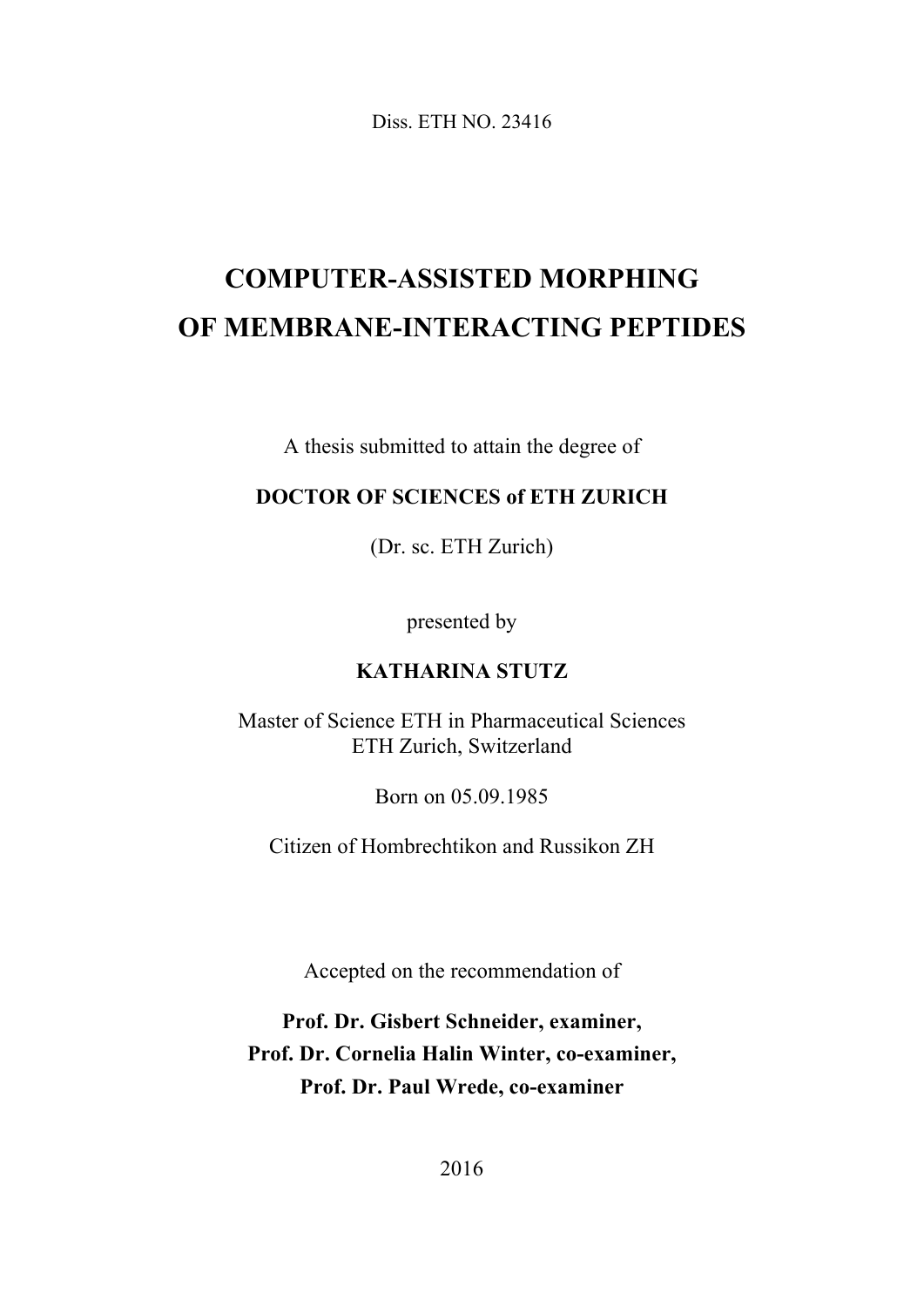Diss. ETH NO. 23416

# COMPUTER-ASSISTED MORPHING OF MEMBRANE-INTERACTING PEPTIDES

A thesis submitted to attain the degree of

**DOCTOR OF SCIENCES of ETH ZURICH**

(Dr. sc. ETH Zurich)

presented by

**KATHARINA STUTZ**

Master of Science ETH in Pharmaceutical Sciences
ETH Zurich, Switzerland

Born on 05.09.1985

Citizen of Hombrechtikon and Russikon ZH

Accepted on the recommendation of

**Prof. Dr. Gisbert Schneider, examiner,**
**Prof. Dr. Cornelia Halin Winter, co-examiner,**
**Prof. Dr. Paul Wrede, co-examiner**

2016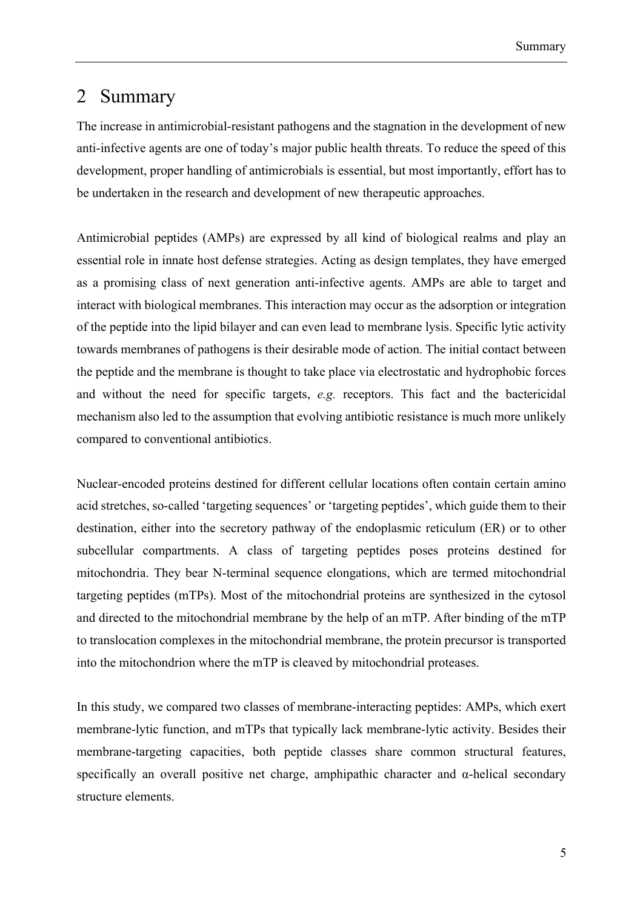# 2 Summary

The increase in antimicrobial-resistant pathogens and the stagnation in the development of new anti-infective agents are one of today's major public health threats. To reduce the speed of this development, proper handling of antimicrobials is essential, but most importantly, effort has to be undertaken in the research and development of new therapeutic approaches.

Antimicrobial peptides (AMPs) are expressed by all kind of biological realms and play an essential role in innate host defense strategies. Acting as design templates, they have emerged as a promising class of next generation anti-infective agents. AMPs are able to target and interact with biological membranes. This interaction may occur as the adsorption or integration of the peptide into the lipid bilayer and can even lead to membrane lysis. Specific lytic activity towards membranes of pathogens is their desirable mode of action. The initial contact between the peptide and the membrane is thought to take place via electrostatic and hydrophobic forces and without the need for specific targets, *e.g.* receptors. This fact and the bactericidal mechanism also led to the assumption that evolving antibiotic resistance is much more unlikely compared to conventional antibiotics.

Nuclear-encoded proteins destined for different cellular locations often contain certain amino acid stretches, so-called 'targeting sequences' or 'targeting peptides', which guide them to their destination, either into the secretory pathway of the endoplasmic reticulum (ER) or to other subcellular compartments. A class of targeting peptides poses proteins destined for mitochondria. They bear N-terminal sequence elongations, which are termed mitochondrial targeting peptides (mTPs). Most of the mitochondrial proteins are synthesized in the cytosol and directed to the mitochondrial membrane by the help of an mTP. After binding of the mTP to translocation complexes in the mitochondrial membrane, the protein precursor is transported into the mitochondrion where the mTP is cleaved by mitochondrial proteases.

In this study, we compared two classes of membrane-interacting peptides: AMPs, which exert membrane-lytic function, and mTPs that typically lack membrane-lytic activity. Besides their membrane-targeting capacities, both peptide classes share common structural features, specifically an overall positive net charge, amphipathic character and α-helical secondary structure elements.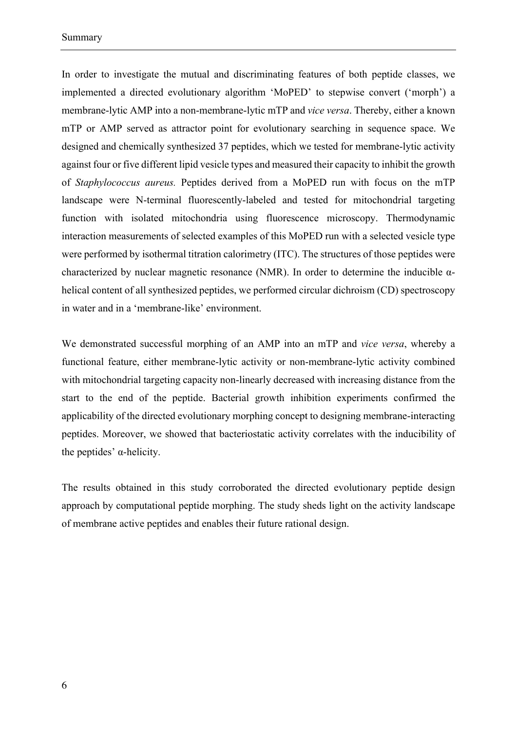In order to investigate the mutual and discriminating features of both peptide classes, we implemented a directed evolutionary algorithm 'MoPED' to stepwise convert ('morph') a membrane-lytic AMP into a non-membrane-lytic mTP and *vice versa*. Thereby, either a known mTP or AMP served as attractor point for evolutionary searching in sequence space. We designed and chemically synthesized 37 peptides, which we tested for membrane-lytic activity against four or five different lipid vesicle types and measured their capacity to inhibit the growth of *Staphylococcus aureus.* Peptides derived from a MoPED run with focus on the mTP landscape were N-terminal fluorescently-labeled and tested for mitochondrial targeting function with isolated mitochondria using fluorescence microscopy. Thermodynamic interaction measurements of selected examples of this MoPED run with a selected vesicle type were performed by isothermal titration calorimetry (ITC). The structures of those peptides were characterized by nuclear magnetic resonance (NMR). In order to determine the inducible α-helical content of all synthesized peptides, we performed circular dichroism (CD) spectroscopy in water and in a 'membrane-like' environment.

We demonstrated successful morphing of an AMP into an mTP and *vice versa*, whereby a functional feature, either membrane-lytic activity or non-membrane-lytic activity combined with mitochondrial targeting capacity non-linearly decreased with increasing distance from the start to the end of the peptide. Bacterial growth inhibition experiments confirmed the applicability of the directed evolutionary morphing concept to designing membrane-interacting peptides. Moreover, we showed that bacteriostatic activity correlates with the inducibility of the peptides' α-helicity.

The results obtained in this study corroborated the directed evolutionary peptide design approach by computational peptide morphing. The study sheds light on the activity landscape of membrane active peptides and enables their future rational design.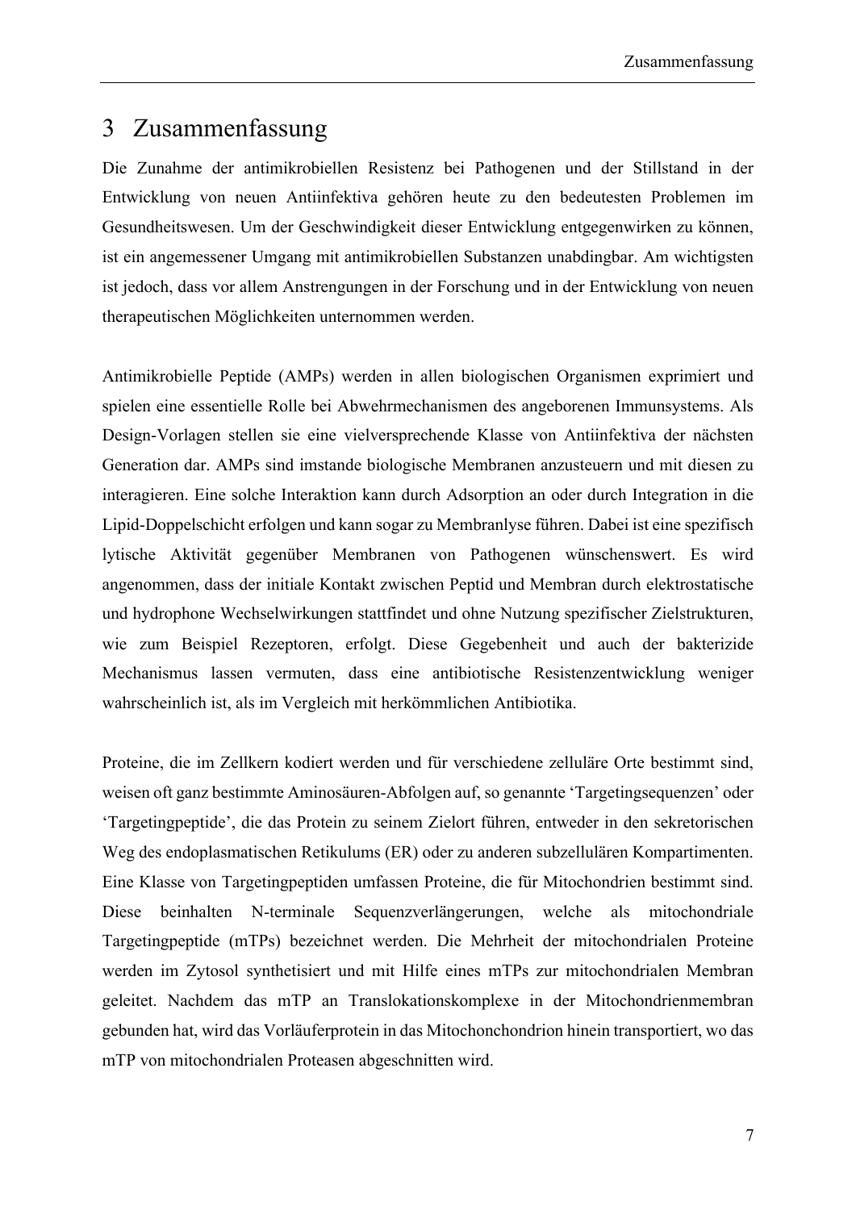# 3 Zusammenfassung

Die Zunahme der antimikrobiellen Resistenz bei Pathogenen und der Stillstand in der Entwicklung von neuen Antiinfektiva gehören heute zu den bedeutesten Problemen im Gesundheitswesen. Um der Geschwindigkeit dieser Entwicklung entgegenwirken zu können, ist ein angemessener Umgang mit antimikrobiellen Substanzen unabdingbar. Am wichtigsten ist jedoch, dass vor allem Anstrengungen in der Forschung und in der Entwicklung von neuen therapeutischen Möglichkeiten unternommen werden.

Antimikrobielle Peptide (AMPs) werden in allen biologischen Organismen exprimiert und spielen eine essentielle Rolle bei Abwehrmechanismen des angeborenen Immunsystems. Als Design-Vorlagen stellen sie eine vielversprechende Klasse von Antiinfektiva der nächsten Generation dar. AMPs sind imstande biologische Membranen anzusteuern und mit diesen zu interagieren. Eine solche Interaktion kann durch Adsorption an oder durch Integration in die Lipid-Doppelschicht erfolgen und kann sogar zu Membranlyse führen. Dabei ist eine spezifisch lytische Aktivität gegenüber Membranen von Pathogenen wünschenswert. Es wird angenommen, dass der initiale Kontakt zwischen Peptid und Membran durch elektrostatische und hydrophone Wechselwirkungen stattfindet und ohne Nutzung spezifischer Zielstrukturen, wie zum Beispiel Rezeptoren, erfolgt. Diese Gegebenheit und auch der bakterizide Mechanismus lassen vermuten, dass eine antibiotische Resistenzentwicklung weniger wahrscheinlich ist, als im Vergleich mit herkömmlichen Antibiotika.

Proteine, die im Zellkern kodiert werden und für verschiedene zelluläre Orte bestimmt sind, weisen oft ganz bestimmte Aminosäuren-Abfolgen auf, so genannte 'Targetingsequenzen' oder 'Targetingpeptide', die das Protein zu seinem Zielort führen, entweder in den sekretorischen Weg des endoplasmatischen Retikulums (ER) oder zu anderen subzellulären Kompartimenten. Eine Klasse von Targetingpeptiden umfassen Proteine, die für Mitochondrien bestimmt sind. Diese beinhalten N-terminale Sequenzverlängerungen, welche als mitochondriale Targetingpeptide (mTPs) bezeichnet werden. Die Mehrheit der mitochondrialen Proteine werden im Zytosol synthetisiert und mit Hilfe eines mTPs zur mitochondrialen Membran geleitet. Nachdem das mTP an Translokationskomplexe in der Mitochondrienmembran gebunden hat, wird das Vorläuferprotein in das Mitochonchondrion hinein transportiert, wo das mTP von mitochondrialen Proteasen abgeschnitten wird.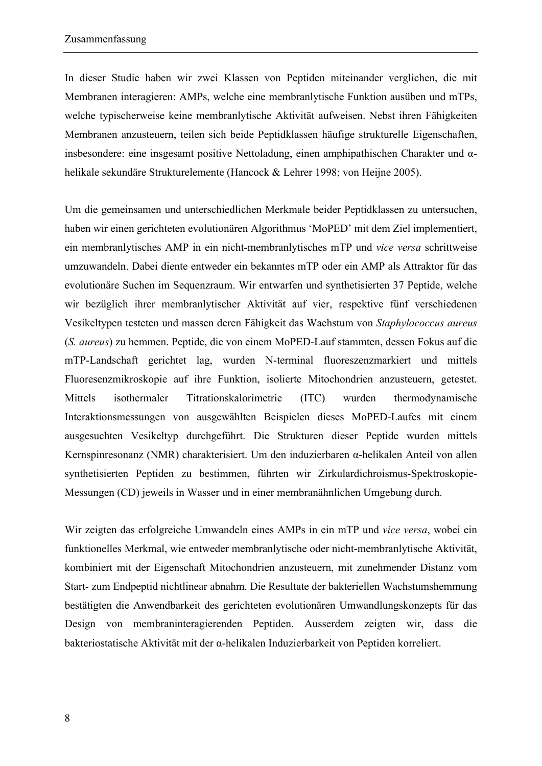In dieser Studie haben wir zwei Klassen von Peptiden miteinander verglichen, die mit Membranen interagieren: AMPs, welche eine membranlytische Funktion ausüben und mTPs, welche typischerweise keine membranlytische Aktivität aufweisen. Nebst ihren Fähigkeiten Membranen anzusteuern, teilen sich beide Peptidklassen häufige strukturelle Eigenschaften, insbesondere: eine insgesamt positive Nettoladung, einen amphipathischen Charakter und α-helikale sekundäre Strukturelemente (Hancock & Lehrer 1998; von Heijne 2005).

Um die gemeinsamen und unterschiedlichen Merkmale beider Peptidklassen zu untersuchen, haben wir einen gerichteten evolutionären Algorithmus 'MoPED' mit dem Ziel implementiert, ein membranlytisches AMP in ein nicht-membranlytisches mTP und *vice versa* schrittweise umzuwandeln. Dabei diente entweder ein bekanntes mTP oder ein AMP als Attraktor für das evolutionäre Suchen im Sequenzraum. Wir entwarfen und synthetisierten 37 Peptide, welche wir bezüglich ihrer membranlytischer Aktivität auf vier, respektive fünf verschiedenen Vesikeltypen testeten und massen deren Fähigkeit das Wachstum von *Staphylococcus aureus* (*S. aureus*) zu hemmen. Peptide, die von einem MoPED-Lauf stammten, dessen Fokus auf die mTP-Landschaft gerichtet lag, wurden N-terminal fluoreszenzmarkiert und mittels Fluoresenzmikroskopie auf ihre Funktion, isolierte Mitochondrien anzusteuern, getestet. Mittels isothermaler Titrationskalorimetrie (ITC) wurden thermodynamische Interaktionsmessungen von ausgewählten Beispielen dieses MoPED-Laufes mit einem ausgesuchten Vesikeltyp durchgeführt. Die Strukturen dieser Peptide wurden mittels Kernspinresonanz (NMR) charakterisiert. Um den induzierbaren α-helikalen Anteil von allen synthetisierten Peptiden zu bestimmen, führten wir Zirkulardichroismus-Spektroskopie-Messungen (CD) jeweils in Wasser und in einer membranähnlichen Umgebung durch.

Wir zeigten das erfolgreiche Umwandeln eines AMPs in ein mTP und *vice versa*, wobei ein funktionelles Merkmal, wie entweder membranlytische oder nicht-membranlytische Aktivität, kombiniert mit der Eigenschaft Mitochondrien anzusteuern, mit zunehmender Distanz vom Start- zum Endpeptid nichtlinear abnahm. Die Resultate der bakteriellen Wachstumshemmung bestätigten die Anwendbarkeit des gerichteten evolutionären Umwandlungskonzepts für das Design von membraninteragierenden Peptiden. Ausserdem zeigten wir, dass die bakteriostatische Aktivität mit der α-helikalen Induzierbarkeit von Peptiden korreliert.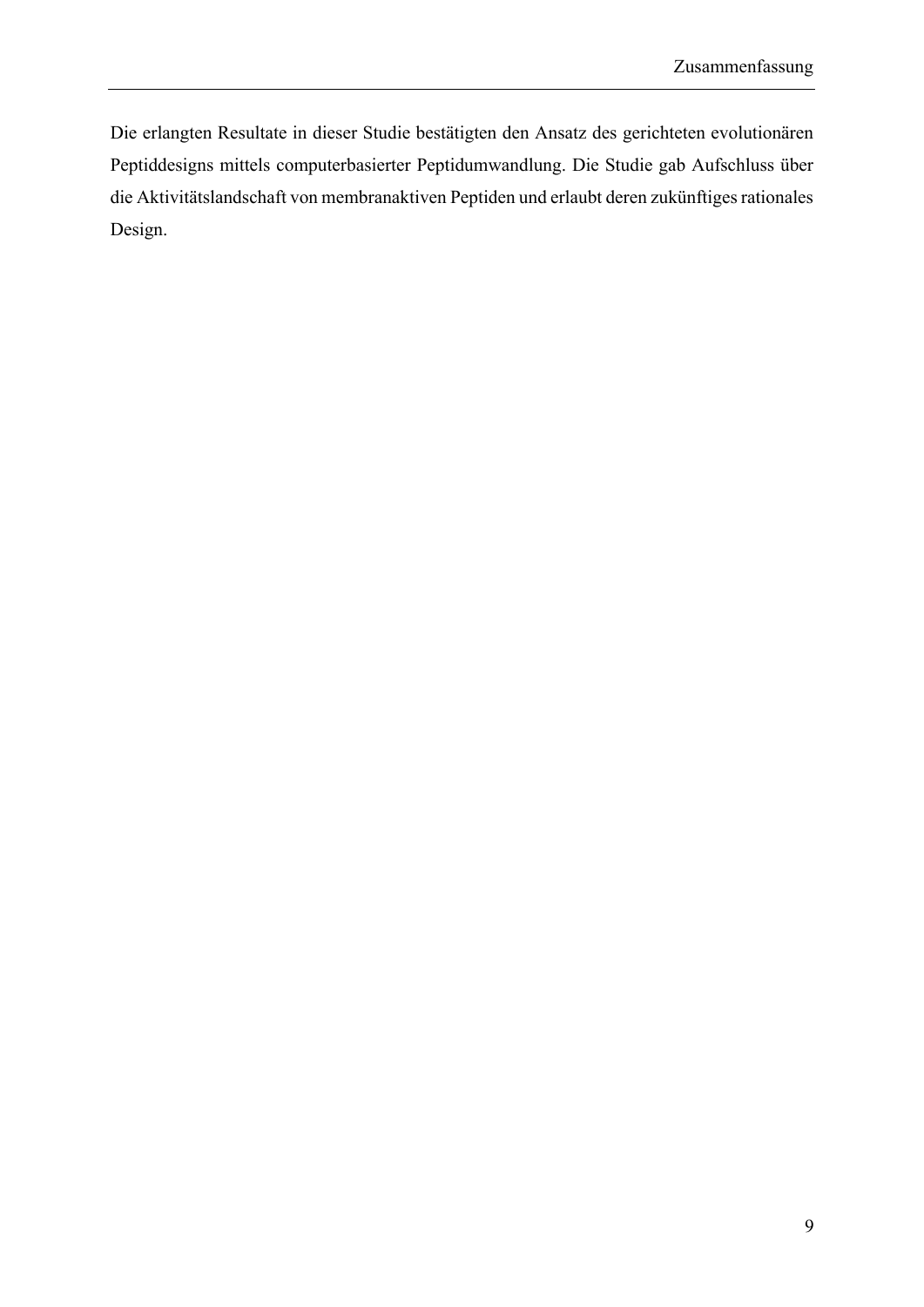Die erlangten Resultate in dieser Studie bestätigten den Ansatz des gerichteten evolutionären Peptiddesigns mittels computerbasierter Peptidumwandlung. Die Studie gab Aufschluss über die Aktivitätslandschaft von membranaktiven Peptiden und erlaubt deren zukünftiges rationales Design.